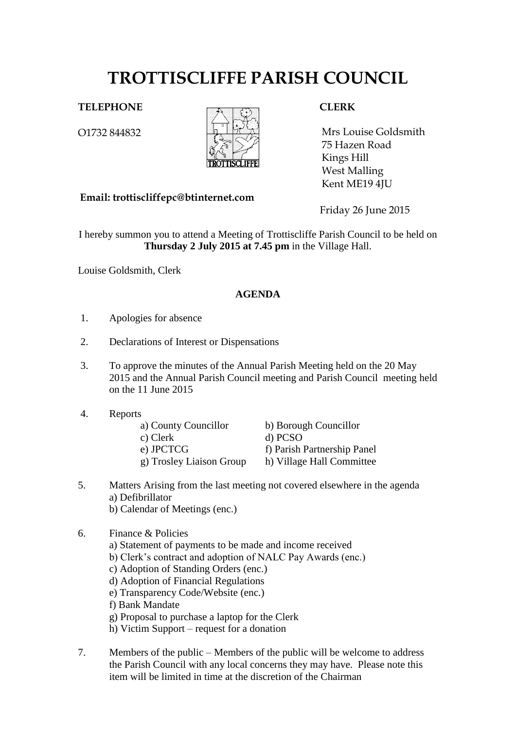# TROTTISCLIFFE PARISH COUNCIL

**TELEPHONE**

O1732 844832

**CLERK**

Mrs Louise Goldsmith
75 Hazen Road
Kings Hill
West Malling
Kent ME19 4JU

**Email: trottiscliffepc@btinternet.com**

Friday 26 June 2015

I hereby summon you to attend a Meeting of Trottiscliffe Parish Council to be held on **Thursday 2 July 2015 at 7.45 pm** in the Village Hall.

Louise Goldsmith, Clerk

## AGENDA

1. Apologies for absence

2. Declarations of Interest or Dispensations

3. To approve the minutes of the Annual Parish Meeting held on the 20 May 2015 and the Annual Parish Council meeting and Parish Council meeting held on the 11 June 2015

4. Reports
   - a) County Councillor
   - b) Borough Councillor
   - c) Clerk
   - d) PCSO
   - e) JPCTCG
   - f) Parish Partnership Panel
   - g) Trosley Liaison Group
   - h) Village Hall Committee

5. Matters Arising from the last meeting not covered elsewhere in the agenda
   - a) Defibrillator
   - b) Calendar of Meetings (enc.)

6. Finance & Policies
   - a) Statement of payments to be made and income received
   - b) Clerk's contract and adoption of NALC Pay Awards (enc.)
   - c) Adoption of Standing Orders (enc.)
   - d) Adoption of Financial Regulations
   - e) Transparency Code/Website (enc.)
   - f) Bank Mandate
   - g) Proposal to purchase a laptop for the Clerk
   - h) Victim Support – request for a donation

7. Members of the public – Members of the public will be welcome to address the Parish Council with any local concerns they may have. Please note this item will be limited in time at the discretion of the Chairman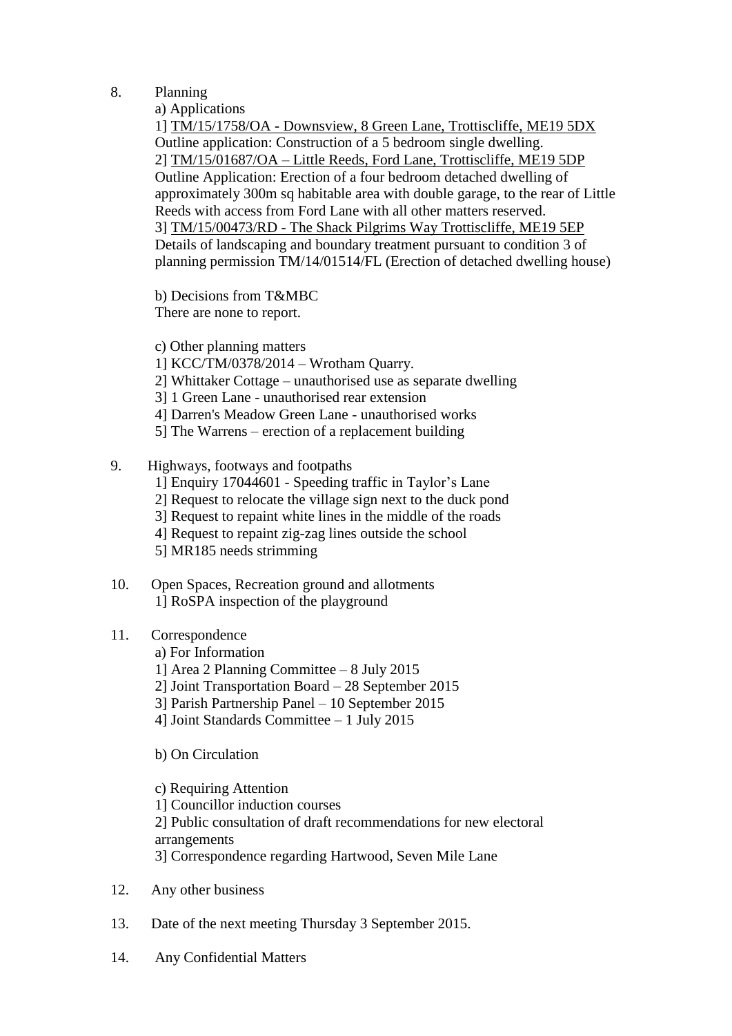8. Planning

a) Applications

1] TM/15/1758/OA - Downsview, 8 Green Lane, Trottiscliffe, ME19 5DX
Outline application: Construction of a 5 bedroom single dwelling.

2] TM/15/01687/OA – Little Reeds, Ford Lane, Trottiscliffe, ME19 5DP
Outline Application: Erection of a four bedroom detached dwelling of approximately 300m sq habitable area with double garage, to the rear of Little Reeds with access from Ford Lane with all other matters reserved.

3] TM/15/00473/RD - The Shack Pilgrims Way Trottiscliffe, ME19 5EP
Details of landscaping and boundary treatment pursuant to condition 3 of planning permission TM/14/01514/FL (Erection of detached dwelling house)

b) Decisions from T&MBC
There are none to report.

c) Other planning matters
1] KCC/TM/0378/2014 – Wrotham Quarry.
2] Whittaker Cottage – unauthorised use as separate dwelling
3] 1 Green Lane - unauthorised rear extension
4] Darren's Meadow Green Lane - unauthorised works
5] The Warrens – erection of a replacement building

9. Highways, footways and footpaths
1] Enquiry 17044601 - Speeding traffic in Taylor's Lane
2] Request to relocate the village sign next to the duck pond
3] Request to repaint white lines in the middle of the roads
4] Request to repaint zig-zag lines outside the school
5] MR185 needs strimming

10. Open Spaces, Recreation ground and allotments
1] RoSPA inspection of the playground

11. Correspondence

a) For Information
1] Area 2 Planning Committee – 8 July 2015
2] Joint Transportation Board – 28 September 2015
3] Parish Partnership Panel – 10 September 2015
4] Joint Standards Committee – 1 July 2015

b) On Circulation

c) Requiring Attention
1] Councillor induction courses
2] Public consultation of draft recommendations for new electoral arrangements
3] Correspondence regarding Hartwood, Seven Mile Lane

12. Any other business

13. Date of the next meeting Thursday 3 September 2015.

14. Any Confidential Matters